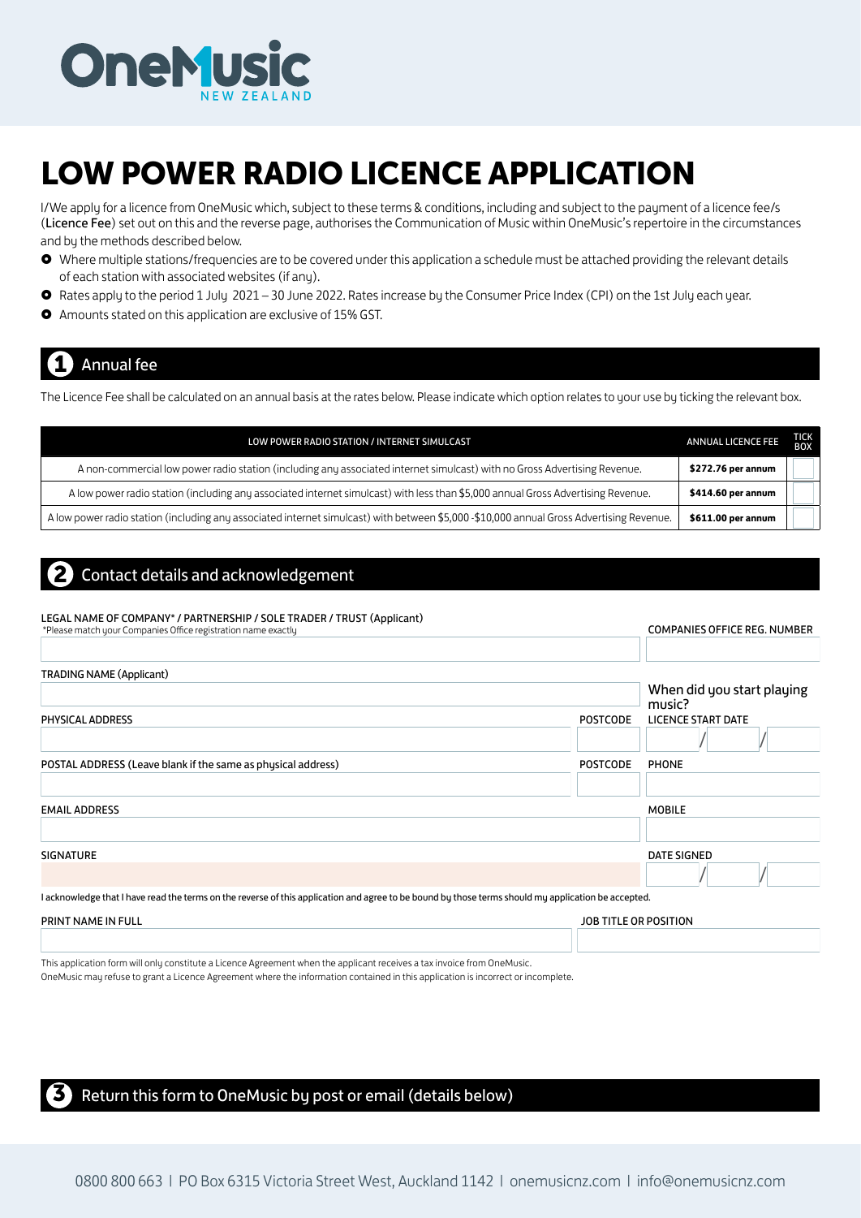OneMusic NEW ZEALAND

# LOW POWER RADIO LICENCE APPLICATION

I/We apply for a licence from OneMusic which, subject to these terms & conditions, including and subject to the payment of a licence fee/s (**Licence Fee**) set out on this and the reverse page, authorises the Communication of Music within OneMusic's repertoire in the circumstances and by the methods described below.

- Where multiple stations/frequencies are to be covered under this application a schedule must be attached providing the relevant details of each station with associated websites (if any).
- Rates apply to the period 1 July 2021 – 30 June 2022. Rates increase by the Consumer Price Index (CPI) on the 1st July each year.
- Amounts stated on this application are exclusive of 15% GST.

## 1 Annual fee

The Licence Fee shall be calculated on an annual basis at the rates below. Please indicate which option relates to your use by ticking the relevant box.

| LOW POWER RADIO STATION / INTERNET SIMULCAST | ANNUAL LICENCE FEE | TICK BOX |
|---|---|---|
| A non-commercial low power radio station (including any associated internet simulcast) with no Gross Advertising Revenue. | **$272.76 per annum** | |
| A low power radio station (including any associated internet simulcast) with less than $5,000 annual Gross Advertising Revenue. | **$414.60 per annum** | |
| A low power radio station (including any associated internet simulcast) with between $5,000 -$10,000 annual Gross Advertising Revenue. | **$611.00 per annum** | |

## 2 Contact details and acknowledgement

LEGAL NAME OF COMPANY* / PARTNERSHIP / SOLE TRADER / TRUST (Applicant)
*Please match your Companies Office registration name exactly

COMPANIES OFFICE REG. NUMBER

TRADING NAME (Applicant)

When did you start playing music?
LICENCE START DATE  /  /

PHYSICAL ADDRESS  POSTCODE

POSTAL ADDRESS (Leave blank if the same as physical address)  POSTCODE

PHONE

EMAIL ADDRESS

MOBILE

SIGNATURE

DATE SIGNED  /  /

I acknowledge that I have read the terms on the reverse of this application and agree to be bound by those terms should my application be accepted.

PRINT NAME IN FULL

JOB TITLE OR POSITION

This application form will only constitute a Licence Agreement when the applicant receives a tax invoice from OneMusic.
OneMusic may refuse to grant a Licence Agreement where the information contained in this application is incorrect or incomplete.

## 3 Return this form to OneMusic by post or email (details below)

0800 800 663 | PO Box 6315 Victoria Street West, Auckland 1142 | onemusicnz.com | info@onemusicnz.com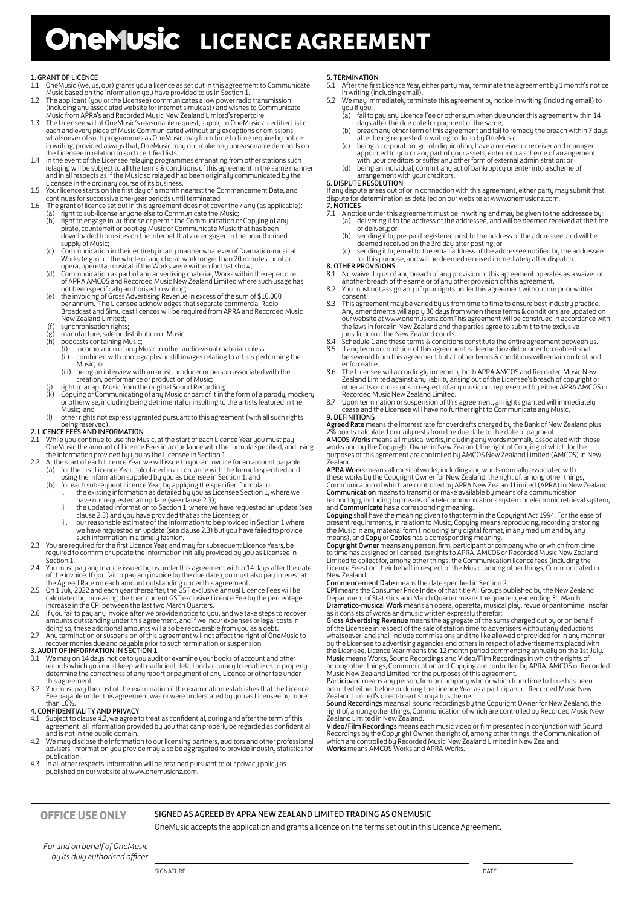# OneMusic LICENCE AGREEMENT

**1. GRANT OF LICENCE**

1.1 OneMusic (we, us, our) grants you a licence as set out in this agreement to Communicate Music based on the information you have provided to us in Section 1.

1.2 The applicant (you or the Licensee) communicates a low power radio transmission (including any associated website for internet simulcast) and wishes to Communicate Music from APRA's and Recorded Music New Zealand Limited's repertoire.

1.3 The Licensee will at OneMusic's reasonable request, supply to OneMusic a certified list of each and every piece of Music Communicated without any exceptions or omissions whatsoever of such programmes as OneMusic may from time to time require by notice in writing, provided always that, OneMusic may not make any unreasonable demands on the Licensee in relation to such certified lists.

1.4 In the event of the Licensee relaying programmes emanating from other stations such relaying will be subject to all the terms & conditions of this agreement in the same manner and in all respects as if the Music so relayed had been originally communicated by the Licensee in the ordinary course of its business.

1.5 Your licence starts on the first day of a month nearest the Commencement Date, and continues for successive one-year periods until terminated.

1.6 The grant of licence set out in this agreement does not cover the / any (as applicable):
- (a) right to sub-license anyone else to Communicate the Music;
- (b) right to engage in, authorise or permit the Communication or Copying of any pirate, counterfeit or bootleg Music or Communicate Music that has been downloaded from sites on the internet that are engaged in the unauthorised supply of Music;
- (c) Communication in their entirety in any manner whatever of Dramatico-musical Works (e.g. or of the whole of any choral work longer than 20 minutes; or of an opera, operetta, musical, if the Works were written for that show;
- (d) Communication as part of any advertising material, Works within the repertoire of APRA AMCOS and Recorded Music New Zealand Limited where such usage has not been specifically authorised in writing;
- (e) the invoicing of Gross Advertising Revenue in excess of the sum of $10,000 per annum. The Licensee acknowledges that separate commercial Radio Broadcast and Simulcast licences will be required from APRA and Recorded Music New Zealand Limited;
- (f) synchronisation rights;
- (g) manufacture, sale or distribution of Music;
- (h) podcasts containing Music;
  - (i) incorporation of any Music in other audio-visual material unless:
  - (ii) combined with photographs or still images relating to artists performing the Music; or
  - (iii) being an interview with an artist, producer or person associated with the creation, performance or production of Music;
- (j) right to adapt Music from the original Sound Recording;
- (k) Copying or Communicating of any Music or part of it in the form of a parody, mockery or otherwise, including being detrimental or insulting to the artists featured in the Music; and
- (l) other rights not expressly granted pursuant to this agreement (with all such rights being reserved).

**2. LICENCE FEES AND INFORMATION**

2.1 While you continue to use the Music, at the start of each Licence Year you must pay OneMusic the amount of Licence Fees in accordance with the formula specified, and using the information provided by you as the Licensee in Section 1

2.2 At the start of each Licence Year, we will issue to you an invoice for an amount payable:
- (a) for the first Licence Year, calculated in accordance with the formula specified and using the information supplied by you as Licensee in Section 1; and
- (b) for each subsequent Licence Year, by applying the specified formula to:
  - i. the existing information as detailed by you as Licensee Section 1, where we have not requested an update (see clause 2.3);
  - ii. the updated information to Section 1, where we have requested an update (see clause 2.3) and you have provided that as the Licensee; or
  - iii. our reasonable estimate of the information to be provided in Section 1 where we have requested an update (see clause 2.3) but you have failed to provide such information in a timely fashion.

2.3 You are required for the first Licence Year, and may for subsequent Licence Years, be required to confirm or update the information initially provided by you as Licensee in Section 1.

2.4 You must pay any invoice issued by us under this agreement within 14 days after the date of the invoice. If you fail to pay any invoice by the due date you must also pay interest at the Agreed Rate on each amount outstanding under this agreement.

2.5 On 1 July 2022 and each year thereafter, the GST exclusive annual Licence Fees will be calculated by increasing the then current GST exclusive Licence Fee by the percentage increase in the CPI between the last two March Quarters.

2.6 If you fail to pay any invoice after we provide notice to you, and we take steps to recover amounts outstanding under this agreement, and if we incur expenses or legal costs in doing so, these additional amounts will also be recoverable from you as a debt.

2.7 Any termination or suspension of this agreement will not affect the right of OneMusic to recover monies due and payable prior to such termination or suspension.

**3. AUDIT OF INFORMATION IN SECTION 1**

3.1 We may on 14 days' notice to you audit or examine your books of account and other records which you must keep with sufficient detail and accuracy to enable us to properly determine the correctness of any report or payment of any Licence or other fee under this agreement.

3.2 You must pay the cost of the examination if the examination establishes that the Licence Fee payable under this agreement was or were understated by you as Licensee by more than 10%.

**4. CONFIDENTIALITY AND PRIVACY**

4.1 Subject to clause 4.2, we agree to treat as confidential, during and after the term of this agreement, all information provided by you that can properly be regarded as confidential and is not in the public domain.

4.2 We may disclose the information to our licensing partners, auditors and other professional advisers. Information you provide may also be aggregated to provide industry statistics for publication.

4.3 In all other respects, information will be retained pursuant to our privacy policy as published on our website at www.onemusicnz.com.

**5. TERMINATION**

5.1 After the first Licence Year, either party may terminate the agreement by 1 month's notice in writing (including email).

5.2 We may immediately terminate this agreement by notice in writing (including email) to you if you:
- (a) fail to pay any Licence Fee or other sum when due under this agreement within 14 days after the due date for payment of the same;
- (b) breach any other term of this agreement and fail to remedy the breach within 7 days after being requested in writing to do so by OneMusic;
- (c) being a corporation, go into liquidation, have a receiver or receiver and manager appointed to you or any part of your assets, enter into a scheme of arrangement with your creditors or suffer any other form of external administration; or
- (d) being an individual, commit any act of bankruptcy or enter into a scheme of arrangement with your creditors.

**6. DISPUTE RESOLUTION**

If any dispute arises out of or in connection with this agreement, either party may submit that dispute for determination as detailed on our website at www.onemusicnz.com.

**7. NOTICES**

7.1 A notice under this agreement must be in writing and may be given to the addressee by:
- (a) delivering it to the address of the addressee, and will be deemed received at the time of delivery; or
- (b) sending it by pre-paid registered post to the address of the addressee, and will be deemed received on the 3rd day after posting; or
- (c) sending it by email to the email address of the addressee notified by the addressee for this purpose, and will be deemed received immediately after dispatch.

**8. OTHER PROVISIONS**

8.1 No waiver by us of any breach of any provision of this agreement operates as a waiver of another breach of the same or of any other provision of this agreement.

8.2 You must not assign any of your rights under this agreement without our prior written consent.

8.3 This agreement may be varied by us from time to time to ensure best industry practice. Any amendments will apply 30 days from when these terms & conditions are updated on our website at www.onemusicnz.com.This agreement will be construed in accordance with the laws in force in New Zealand and the parties agree to submit to the exclusive jurisdiction of the New Zealand courts.

8.4 Schedule 1 and these terms & conditions constitute the entire agreement between us.

8.5 If any term or condition of this agreement is deemed invalid or unenforceable it shall be severed from this agreement but all other terms & conditions will remain on foot and enforceable.

8.6 The Licensee will accordingly indemnify both APRA AMCOS and Recorded Music New Zealand Limited against any liability arising out of the Licensee's breach of copyright or other acts or omissions in respect of any music not represented by either APRA AMCOS or Recorded Music New Zealand Limited.

8.7 Upon termination or suspension of this agreement, all rights granted will immediately cease and the Licensee will have no further right to Communicate any Music.

**9. DEFINITIONS**

**Agreed Rate** means the interest rate for overdrafts charged by the Bank of New Zealand plus 2% points calculated on daily rests from the due date to the date of payment.

**AMCOS Works** means all musical works, including any words normally associated with those works and by the Copyright Owner in New Zealand, the right of Copying of which for the purposes of this agreement are controlled by AMCOS New Zealand Limited (AMCOS) in New Zealand.

**APRA Works** means all musical works, including any words normally associated with these works by the Copyright Owner for New Zealand, the right of, among other things, Communication of which are controlled by APRA New Zealand Limited (APRA) in New Zealand.

**Communication** means to transmit or make available by means of a communication technology, including by means of a telecommunications system or electronic retrieval system, and **Communicate** has a corresponding meaning.

**Copying** shall have the meaning given to that term in the Copyright Act 1994. For the ease of present requirements, in relation to Music, Copying means reproducing, recording or storing the Music in any material form (including any digital format, in any medium and by any means), and **Copy** or **Copies** has a corresponding meaning.

**Copyright Owner** means any person, firm, participant or company who or which from time to time has assigned or licensed its rights to APRA, AMCOS or Recorded Music New Zealand Limited to collect for, among other things, the Communication licence fees (including the Licence Fees) on their behalf in respect of the Music, among other things, Communicated in New Zealand.

**Commencement Date** means the date specified in Section 2.

**CPI** means the Consumer Price Index of that title All Groups published by the New Zealand Department of Statistics and March Quarter means the quarter year ending 31 March

**Dramatico-musical Work** means an opera, operetta, musical play, revue or pantomime, insofar as it consists of words and music written expressly therefor;

**Gross Advertising Revenue** means the aggregate of the sums charged out by or on behalf of the Licensee in respect of the sale of station time to advertisers without any deductions whatsoever; and shall include commissions and the like allowed or provided for in any manner by the Licensee to advertising agencies and others in respect of advertisements placed with the Licensee. Licence Year means the 12 month period commencing annually on the 1st July.

**Music** means Works, Sound Recordings and Video/Film Recordings in which the rights of, among other things, Communication and Copying are controlled by APRA, AMCOS or Recorded Music New Zealand Limited, for the purposes of this agreement.

**Participant** means any person, firm or company who or which from time to time has been admitted either before or during the Licence Year as a participant of Recorded Music New Zealand Limited's direct-to-artist royalty scheme.

**Sound Recordings** means all sound recordings by the Copyright Owner for New Zealand, the right of, among other things, Communication of which are controlled by Recorded Music New Zealand Limited in New Zealand.

**Video/Film Recordings** means each music video or film presented in conjunction with Sound Recordings by the Copyright Owner, the right of, among other things, the Communication of which are controlled by Recorded Music New Zealand Limited in New Zealand.

**Works** means AMCOS Works and APRA Works.

---

**OFFICE USE ONLY**

**SIGNED AS AGREED BY APRA NEW ZEALAND LIMITED TRADING AS ONEMUSIC**

OneMusic accepts the application and grants a licence on the terms set out in this Licence Agreement.

*For and on behalf of OneMusic by its duly authorised officer*

SIGNATURE

DATE